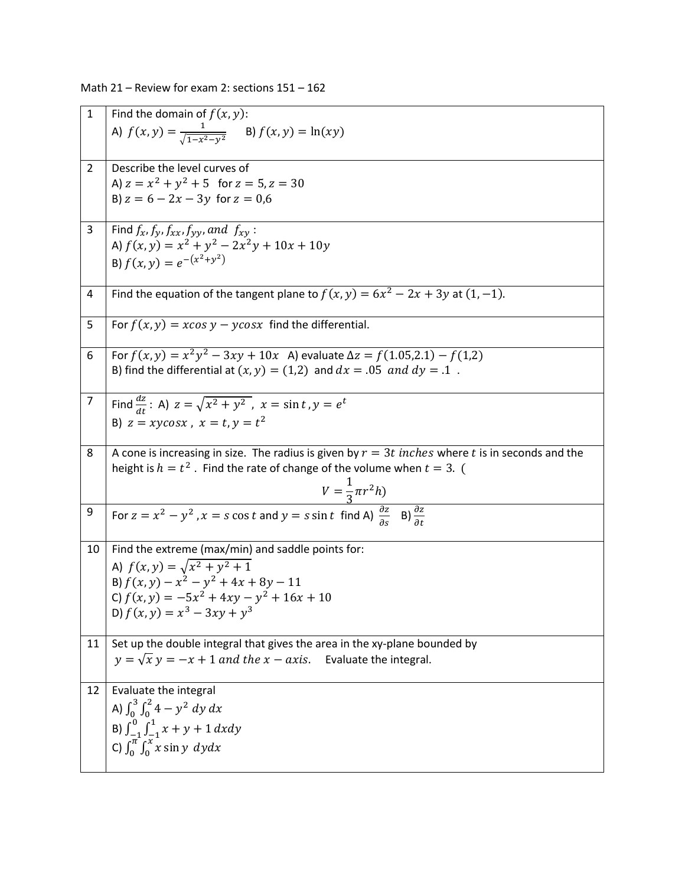Math 21 – Review for exam 2: sections 151 – 162

| | |
|---|---|
| 1 | Find the domain of $f(x, y)$:<br>A) $f(x, y) = \frac{1}{\sqrt{1-x^2-y^2}}$ B) $f(x, y) = \ln(xy)$ |
| 2 | Describe the level curves of<br>A) $z = x^2 + y^2 + 5$ for $z = 5, z = 30$<br>B) $z = 6 - 2x - 3y$ for $z = 0,6$ |
| 3 | Find $f_x, f_y, f_{xx}, f_{yy}, and\ f_{xy}$ :<br>A) $f(x, y) = x^2 + y^2 - 2x^2y + 10x + 10y$<br>B) $f(x, y) = e^{-(x^2+y^2)}$ |
| 4 | Find the equation of the tangent plane to $f(x, y) = 6x^2 - 2x + 3y$ at $(1, -1)$. |
| 5 | For $f(x,y) = x\cos y - y\cos x$ find the differential. |
| 6 | For $f(x,y) = x^2y^2 - 3xy + 10x$ A) evaluate $\Delta z = f(1.05,2.1) - f(1,2)$<br>B) find the differential at $(x, y) = (1,2)$ and $dx = .05\ and\ dy = .1$ . |
| 7 | Find $\frac{dz}{dt}$: A) $z = \sqrt{x^2 + y^2}$ , $x = \sin t , y = e^t$<br>B) $z = xy\cos x$ , $x = t, y = t^2$ |
| 8 | A cone is increasing in size. The radius is given by $r = 3t\ inches$ where $t$ is in seconds and the height is $h = t^2$ . Find the rate of change of the volume when $t = 3$. ( $V = \frac{1}{3}\pi r^2 h$) |
| 9 | For $z = x^2 - y^2$ , $x = s\cos t$ and $y = s\sin t$ find A) $\frac{\partial z}{\partial s}$ B) $\frac{\partial z}{\partial t}$ |
| 10 | Find the extreme (max/min) and saddle points for:<br>A) $f(x,y) = \sqrt{x^2 + y^2 + 1}$<br>B) $f(x,y) - x^2 - y^2 + 4x + 8y - 11$<br>C) $f(x,y) = -5x^2 + 4xy - y^2 + 16x + 10$<br>D) $f(x,y) = x^3 - 3xy + y^3$ |
| 11 | Set up the double integral that gives the area in the xy-plane bounded by<br>$y = \sqrt{x}\ y = -x + 1\ and\ the\ x - axis.$ Evaluate the integral. |
| 12 | Evaluate the integral<br>A) $\int_0^3 \int_0^2 4 - y^2\ dy\ dx$<br>B) $\int_{-1}^0 \int_{-1}^1 x + y + 1\ dxdy$<br>C) $\int_0^{\pi} \int_0^x x\sin y\ dydx$ |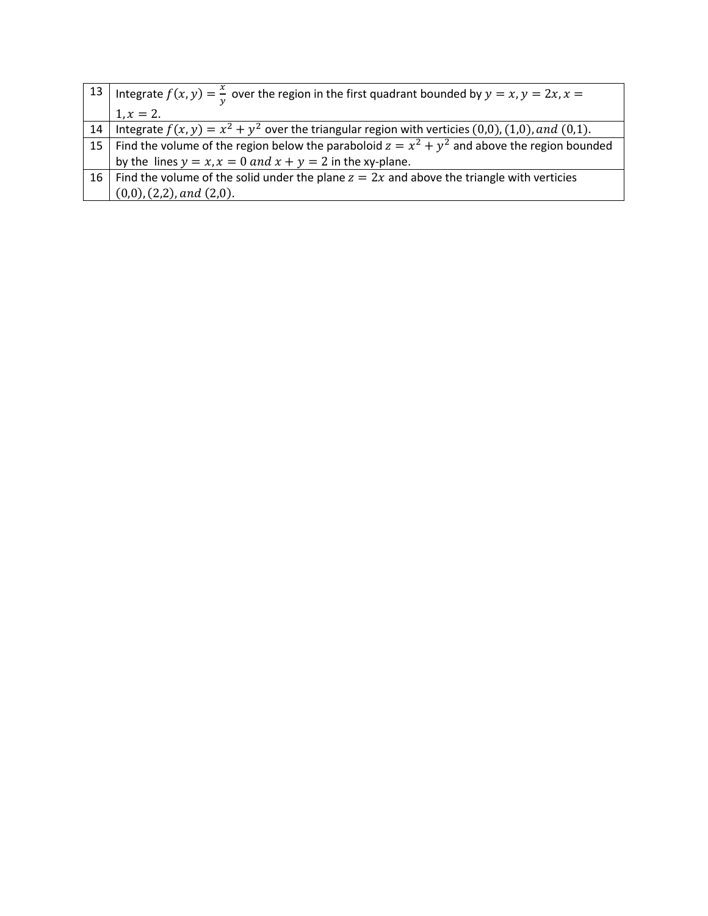| | |
|---|---|
| 13 | Integrate $f(x, y) = \frac{x}{y}$ over the region in the first quadrant bounded by $y = x, y = 2x, x = 1, x = 2$. |
| 14 | Integrate $f(x, y) = x^2 + y^2$ over the triangular region with verticies $(0,0), (1,0), and\ (0,1)$. |
| 15 | Find the volume of the region below the paraboloid $z = x^2 + y^2$ and above the region bounded by the lines $y = x, x = 0\ and\ x + y = 2$ in the xy-plane. |
| 16 | Find the volume of the solid under the plane $z = 2x$ and above the triangle with verticies $(0,0), (2,2), and\ (2,0)$. |